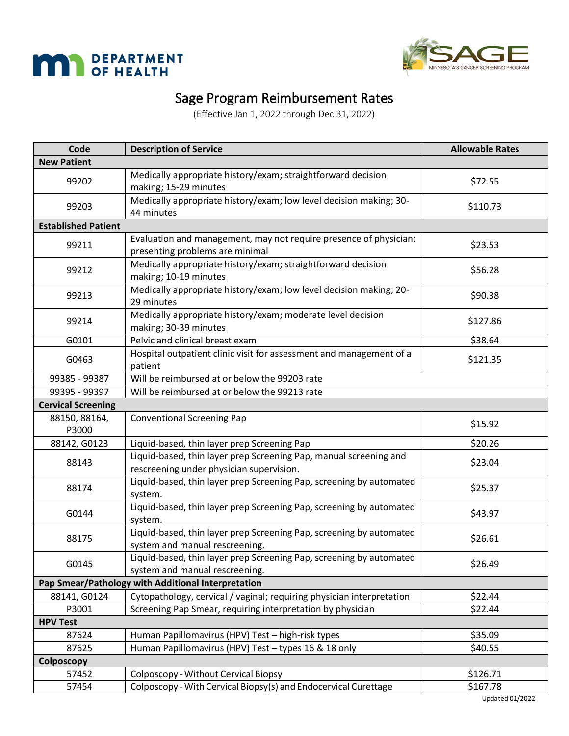# Sage Program Reimbursement Rates

(Effective Jan 1, 2022 through Dec 31, 2022)

| Code | Description of Service | Allowable Rates |
|---|---|---|
| **New Patient** | | |
| 99202 | Medically appropriate history/exam; straightforward decision making; 15-29 minutes | $72.55 |
| 99203 | Medically appropriate history/exam; low level decision making; 30-44 minutes | $110.73 |
| **Established Patient** | | |
| 99211 | Evaluation and management, may not require presence of physician; presenting problems are minimal | $23.53 |
| 99212 | Medically appropriate history/exam; straightforward decision making; 10-19 minutes | $56.28 |
| 99213 | Medically appropriate history/exam; low level decision making; 20-29 minutes | $90.38 |
| 99214 | Medically appropriate history/exam; moderate level decision making; 30-39 minutes | $127.86 |
| G0101 | Pelvic and clinical breast exam | $38.64 |
| G0463 | Hospital outpatient clinic visit for assessment and management of a patient | $121.35 |
| 99385 - 99387 | Will be reimbursed at or below the 99203 rate | |
| 99395 - 99397 | Will be reimbursed at or below the 99213 rate | |
| **Cervical Screening** | | |
| 88150, 88164, P3000 | Conventional Screening Pap | $15.92 |
| 88142, G0123 | Liquid-based, thin layer prep Screening Pap | $20.26 |
| 88143 | Liquid-based, thin layer prep Screening Pap, manual screening and rescreening under physician supervision. | $23.04 |
| 88174 | Liquid-based, thin layer prep Screening Pap, screening by automated system. | $25.37 |
| G0144 | Liquid-based, thin layer prep Screening Pap, screening by automated system. | $43.97 |
| 88175 | Liquid-based, thin layer prep Screening Pap, screening by automated system and manual rescreening. | $26.61 |
| G0145 | Liquid-based, thin layer prep Screening Pap, screening by automated system and manual rescreening. | $26.49 |
| **Pap Smear/Pathology with Additional Interpretation** | | |
| 88141, G0124 | Cytopathology, cervical / vaginal; requiring physician interpretation | $22.44 |
| P3001 | Screening Pap Smear, requiring interpretation by physician | $22.44 |
| **HPV Test** | | |
| 87624 | Human Papillomavirus (HPV) Test – high-risk types | $35.09 |
| 87625 | Human Papillomavirus (HPV) Test – types 16 & 18 only | $40.55 |
| **Colposcopy** | | |
| 57452 | Colposcopy - Without Cervical Biopsy | $126.71 |
| 57454 | Colposcopy - With Cervical Biopsy(s) and Endocervical Curettage | $167.78 |

Updated 01/2022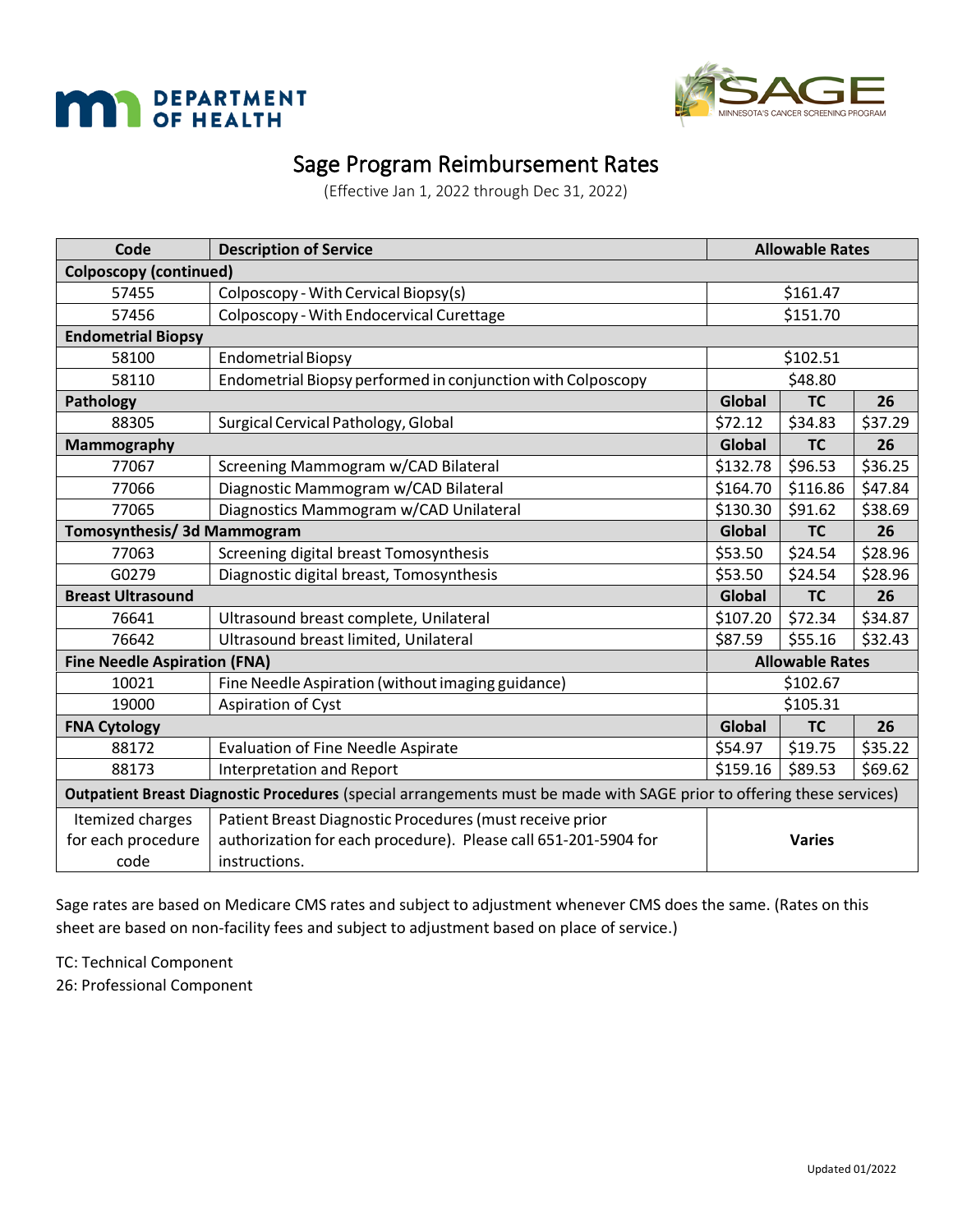DEPARTMENT OF HEALTH

SAGE MINNESOTA'S CANCER SCREENING PROGRAM

# Sage Program Reimbursement Rates

(Effective Jan 1, 2022 through Dec 31, 2022)

| Code | Description of Service | Allowable Rates | | |
|---|---|---|---|---|
| **Colposcopy (continued)** | | | | |
| 57455 | Colposcopy - With Cervical Biopsy(s) | $161.47 | | |
| 57456 | Colposcopy - With Endocervical Curettage | $151.70 | | |
| **Endometrial Biopsy** | | | | |
| 58100 | Endometrial Biopsy | $102.51 | | |
| 58110 | Endometrial Biopsy performed in conjunction with Colposcopy | $48.80 | | |
| **Pathology** | | **Global** | **TC** | **26** |
| 88305 | Surgical Cervical Pathology, Global | $72.12 | $34.83 | $37.29 |
| **Mammography** | | **Global** | **TC** | **26** |
| 77067 | Screening Mammogram w/CAD Bilateral | $132.78 | $96.53 | $36.25 |
| 77066 | Diagnostic Mammogram w/CAD Bilateral | $164.70 | $116.86 | $47.84 |
| 77065 | Diagnostics Mammogram w/CAD Unilateral | $130.30 | $91.62 | $38.69 |
| **Tomosynthesis/ 3d Mammogram** | | **Global** | **TC** | **26** |
| 77063 | Screening digital breast Tomosynthesis | $53.50 | $24.54 | $28.96 |
| G0279 | Diagnostic digital breast, Tomosynthesis | $53.50 | $24.54 | $28.96 |
| **Breast Ultrasound** | | **Global** | **TC** | **26** |
| 76641 | Ultrasound breast complete, Unilateral | $107.20 | $72.34 | $34.87 |
| 76642 | Ultrasound breast limited, Unilateral | $87.59 | $55.16 | $32.43 |
| **Fine Needle Aspiration (FNA)** | | **Allowable Rates** | | |
| 10021 | Fine Needle Aspiration (without imaging guidance) | $102.67 | | |
| 19000 | Aspiration of Cyst | $105.31 | | |
| **FNA Cytology** | | **Global** | **TC** | **26** |
| 88172 | Evaluation of Fine Needle Aspirate | $54.97 | $19.75 | $35.22 |
| 88173 | Interpretation and Report | $159.16 | $89.53 | $69.62 |
| **Outpatient Breast Diagnostic Procedures** (special arrangements must be made with SAGE prior to offering these services) | | | | |
| Itemized charges for each procedure code | Patient Breast Diagnostic Procedures (must receive prior authorization for each procedure). Please call 651-201-5904 for instructions. | **Varies** | | |

Sage rates are based on Medicare CMS rates and subject to adjustment whenever CMS does the same. (Rates on this sheet are based on non-facility fees and subject to adjustment based on place of service.)

TC: Technical Component

26: Professional Component

Updated 01/2022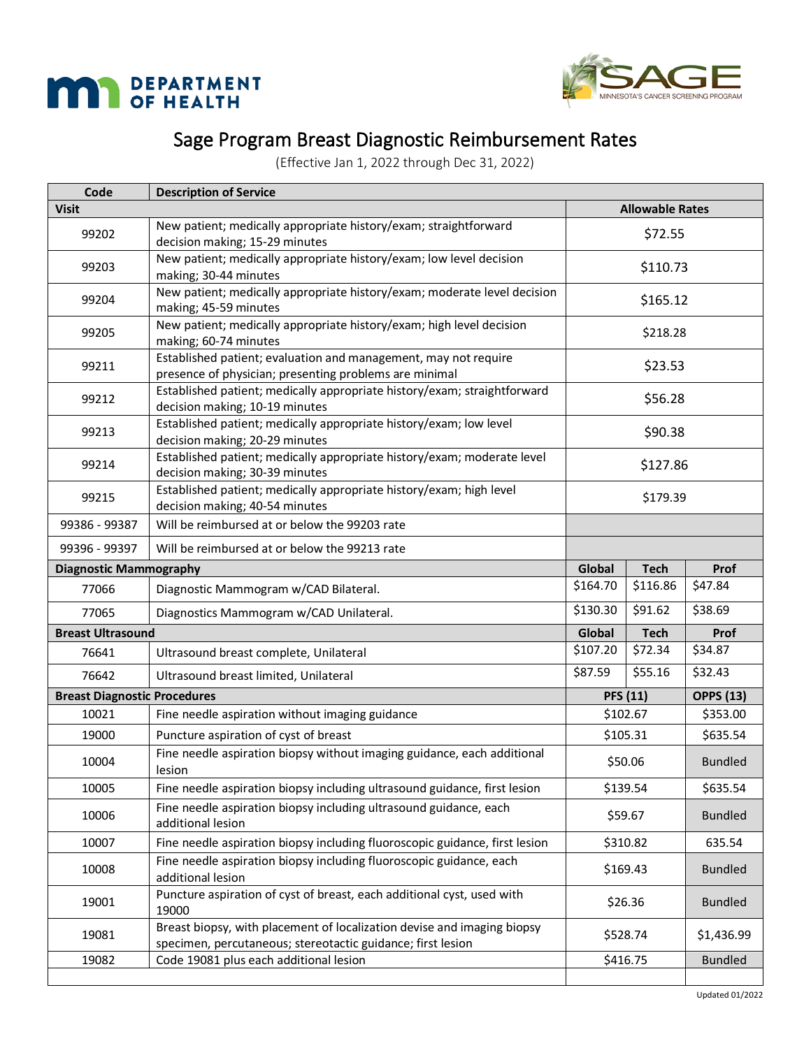# Sage Program Breast Diagnostic Reimbursement Rates

(Effective Jan 1, 2022 through Dec 31, 2022)

| Code | Description of Service | | | |
|---|---|---|---|---|
| **Visit** | | **Allowable Rates** | | |
| 99202 | New patient; medically appropriate history/exam; straightforward decision making; 15-29 minutes | $72.55 | | |
| 99203 | New patient; medically appropriate history/exam; low level decision making; 30-44 minutes | $110.73 | | |
| 99204 | New patient; medically appropriate history/exam; moderate level decision making; 45-59 minutes | $165.12 | | |
| 99205 | New patient; medically appropriate history/exam; high level decision making; 60-74 minutes | $218.28 | | |
| 99211 | Established patient; evaluation and management, may not require presence of physician; presenting problems are minimal | $23.53 | | |
| 99212 | Established patient; medically appropriate history/exam; straightforward decision making; 10-19 minutes | $56.28 | | |
| 99213 | Established patient; medically appropriate history/exam; low level decision making; 20-29 minutes | $90.38 | | |
| 99214 | Established patient; medically appropriate history/exam; moderate level decision making; 30-39 minutes | $127.86 | | |
| 99215 | Established patient; medically appropriate history/exam; high level decision making; 40-54 minutes | $179.39 | | |
| 99386 - 99387 | Will be reimbursed at or below the 99203 rate | | | |
| 99396 - 99397 | Will be reimbursed at or below the 99213 rate | | | |
| **Diagnostic Mammography** | | **Global** | **Tech** | **Prof** |
| 77066 | Diagnostic Mammogram w/CAD Bilateral. | $164.70 | $116.86 | $47.84 |
| 77065 | Diagnostics Mammogram w/CAD Unilateral. | $130.30 | $91.62 | $38.69 |
| **Breast Ultrasound** | | **Global** | **Tech** | **Prof** |
| 76641 | Ultrasound breast complete, Unilateral | $107.20 | $72.34 | $34.87 |
| 76642 | Ultrasound breast limited, Unilateral | $87.59 | $55.16 | $32.43 |
| **Breast Diagnostic Procedures** | | **PFS (11)** | | **OPPS (13)** |
| 10021 | Fine needle aspiration without imaging guidance | $102.67 | | $353.00 |
| 19000 | Puncture aspiration of cyst of breast | $105.31 | | $635.54 |
| 10004 | Fine needle aspiration biopsy without imaging guidance, each additional lesion | $50.06 | | Bundled |
| 10005 | Fine needle aspiration biopsy including ultrasound guidance, first lesion | $139.54 | | $635.54 |
| 10006 | Fine needle aspiration biopsy including ultrasound guidance, each additional lesion | $59.67 | | Bundled |
| 10007 | Fine needle aspiration biopsy including fluoroscopic guidance, first lesion | $310.82 | | 635.54 |
| 10008 | Fine needle aspiration biopsy including fluoroscopic guidance, each additional lesion | $169.43 | | Bundled |
| 19001 | Puncture aspiration of cyst of breast, each additional cyst, used with 19000 | $26.36 | | Bundled |
| 19081 | Breast biopsy, with placement of localization devise and imaging biopsy specimen, percutaneous; stereotactic guidance; first lesion | $528.74 | | $1,436.99 |
| 19082 | Code 19081 plus each additional lesion | $416.75 | | Bundled |
| | | | | |

Updated 01/2022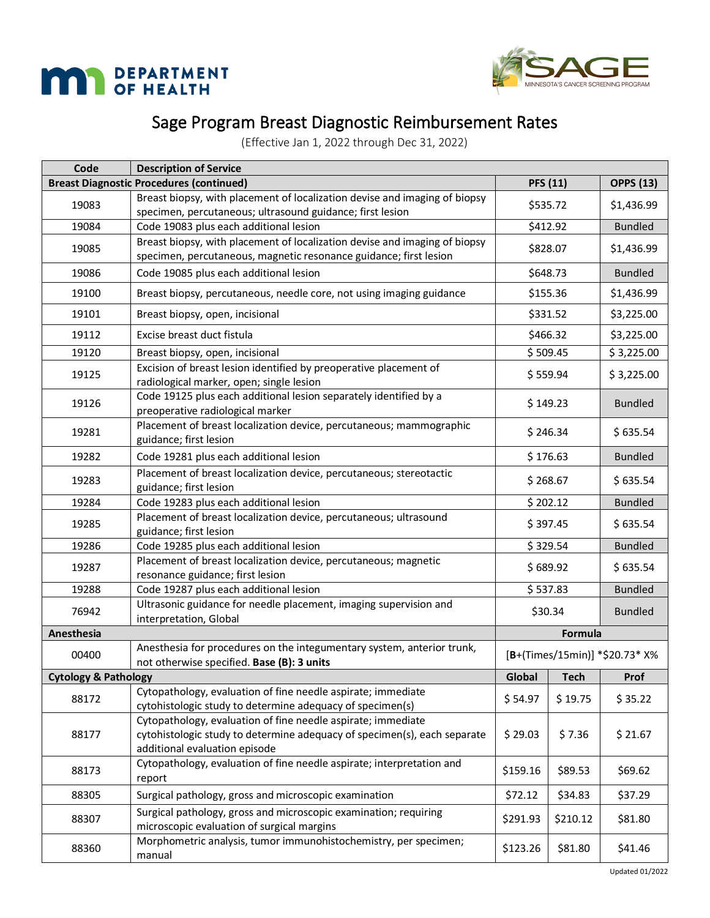# Sage Program Breast Diagnostic Reimbursement Rates

(Effective Jan 1, 2022 through Dec 31, 2022)

| Code | Description of Service | | | |
|---|---|---|---|---|
| **Breast Diagnostic Procedures (continued)** | | **PFS (11)** | | **OPPS (13)** |
| 19083 | Breast biopsy, with placement of localization devise and imaging of biopsy specimen, percutaneous; ultrasound guidance; first lesion | $535.72 | | $1,436.99 |
| 19084 | Code 19083 plus each additional lesion | $412.92 | | Bundled |
| 19085 | Breast biopsy, with placement of localization devise and imaging of biopsy specimen, percutaneous, magnetic resonance guidance; first lesion | $828.07 | | $1,436.99 |
| 19086 | Code 19085 plus each additional lesion | $648.73 | | Bundled |
| 19100 | Breast biopsy, percutaneous, needle core, not using imaging guidance | $155.36 | | $1,436.99 |
| 19101 | Breast biopsy, open, incisional | $331.52 | | $3,225.00 |
| 19112 | Excise breast duct fistula | $466.32 | | $3,225.00 |
| 19120 | Breast biopsy, open, incisional | $ 509.45 | | $ 3,225.00 |
| 19125 | Excision of breast lesion identified by preoperative placement of radiological marker, open; single lesion | $ 559.94 | | $ 3,225.00 |
| 19126 | Code 19125 plus each additional lesion separately identified by a preoperative radiological marker | $ 149.23 | | Bundled |
| 19281 | Placement of breast localization device, percutaneous; mammographic guidance; first lesion | $ 246.34 | | $ 635.54 |
| 19282 | Code 19281 plus each additional lesion | $ 176.63 | | Bundled |
| 19283 | Placement of breast localization device, percutaneous; stereotactic guidance; first lesion | $ 268.67 | | $ 635.54 |
| 19284 | Code 19283 plus each additional lesion | $ 202.12 | | Bundled |
| 19285 | Placement of breast localization device, percutaneous; ultrasound guidance; first lesion | $ 397.45 | | $ 635.54 |
| 19286 | Code 19285 plus each additional lesion | $ 329.54 | | Bundled |
| 19287 | Placement of breast localization device, percutaneous; magnetic resonance guidance; first lesion | $ 689.92 | | $ 635.54 |
| 19288 | Code 19287 plus each additional lesion | $ 537.83 | | Bundled |
| 76942 | Ultrasonic guidance for needle placement, imaging supervision and interpretation, Global | $30.34 | | Bundled |
| **Anesthesia** | | **Formula** | | |
| 00400 | Anesthesia for procedures on the integumentary system, anterior trunk, not otherwise specified. **Base (B): 3 units** | [**B**+(Times/15min)] *$20.73* X% | | |
| **Cytology & Pathology** | | **Global** | **Tech** | **Prof** |
| 88172 | Cytopathology, evaluation of fine needle aspirate; immediate cytohistologic study to determine adequacy of specimen(s) | $ 54.97 | $ 19.75 | $ 35.22 |
| 88177 | Cytopathology, evaluation of fine needle aspirate; immediate cytohistologic study to determine adequacy of specimen(s), each separate additional evaluation episode | $ 29.03 | $ 7.36 | $ 21.67 |
| 88173 | Cytopathology, evaluation of fine needle aspirate; interpretation and report | $159.16 | $89.53 | $69.62 |
| 88305 | Surgical pathology, gross and microscopic examination | $72.12 | $34.83 | $37.29 |
| 88307 | Surgical pathology, gross and microscopic examination; requiring microscopic evaluation of surgical margins | $291.93 | $210.12 | $81.80 |
| 88360 | Morphometric analysis, tumor immunohistochemistry, per specimen; manual | $123.26 | $81.80 | $41.46 |

Updated 01/2022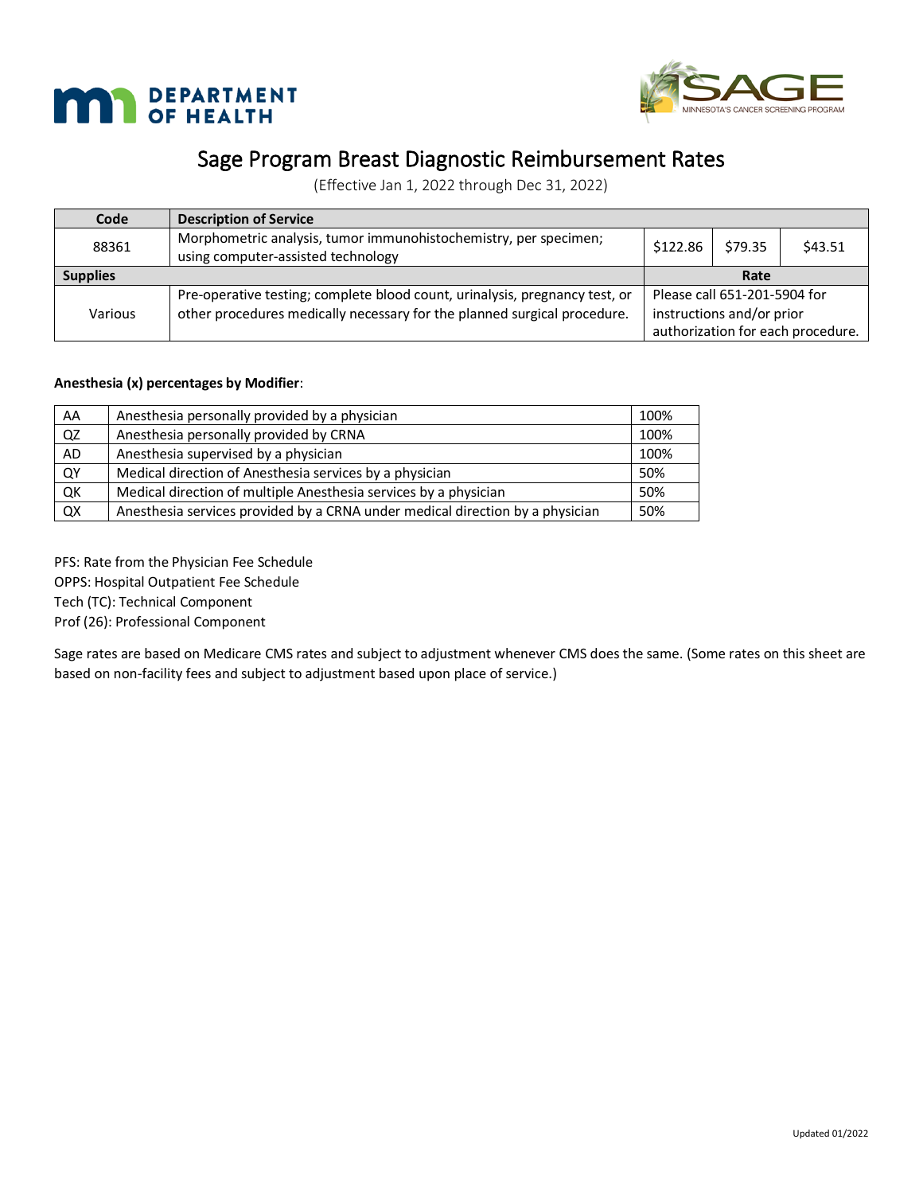# Sage Program Breast Diagnostic Reimbursement Rates

(Effective Jan 1, 2022 through Dec 31, 2022)

| Code | Description of Service | | | |
|---|---|---|---|---|
| 88361 | Morphometric analysis, tumor immunohistochemistry, per specimen; using computer-assisted technology | $122.86 | $79.35 | $43.51 |
| **Supplies** | | **Rate** | | |
| Various | Pre-operative testing; complete blood count, urinalysis, pregnancy test, or other procedures medically necessary for the planned surgical procedure. | Please call 651-201-5904 for instructions and/or prior authorization for each procedure. | | |

**Anesthesia (x) percentages by Modifier**:

| | | |
|---|---|---|
| AA | Anesthesia personally provided by a physician | 100% |
| QZ | Anesthesia personally provided by CRNA | 100% |
| AD | Anesthesia supervised by a physician | 100% |
| QY | Medical direction of Anesthesia services by a physician | 50% |
| QK | Medical direction of multiple Anesthesia services by a physician | 50% |
| QX | Anesthesia services provided by a CRNA under medical direction by a physician | 50% |

PFS: Rate from the Physician Fee Schedule
OPPS: Hospital Outpatient Fee Schedule
Tech (TC): Technical Component
Prof (26): Professional Component

Sage rates are based on Medicare CMS rates and subject to adjustment whenever CMS does the same. (Some rates on this sheet are based on non-facility fees and subject to adjustment based upon place of service.)

Updated 01/2022